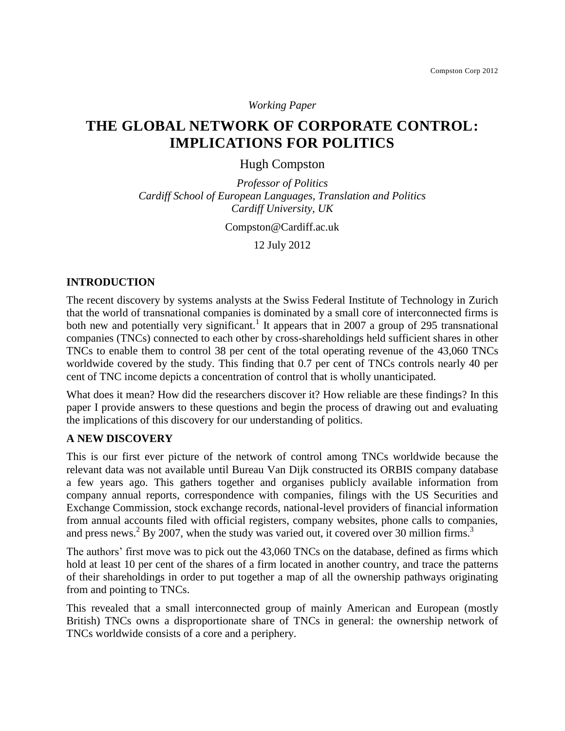*Working Paper*

# THE GLOBAL NETWORK OF CORPORATE CONTROL: IMPLICATIONS FOR POLITICS

Hugh Compston

*Professor of Politics*
*Cardiff School of European Languages, Translation and Politics*
*Cardiff University, UK*

Compston@Cardiff.ac.uk

12 July 2012

## INTRODUCTION

The recent discovery by systems analysts at the Swiss Federal Institute of Technology in Zurich that the world of transnational companies is dominated by a small core of interconnected firms is both new and potentially very significant.[1] It appears that in 2007 a group of 295 transnational companies (TNCs) connected to each other by cross-shareholdings held sufficient shares in other TNCs to enable them to control 38 per cent of the total operating revenue of the 43,060 TNCs worldwide covered by the study. This finding that 0.7 per cent of TNCs controls nearly 40 per cent of TNC income depicts a concentration of control that is wholly unanticipated.

What does it mean? How did the researchers discover it? How reliable are these findings? In this paper I provide answers to these questions and begin the process of drawing out and evaluating the implications of this discovery for our understanding of politics.

## A NEW DISCOVERY

This is our first ever picture of the network of control among TNCs worldwide because the relevant data was not available until Bureau Van Dijk constructed its ORBIS company database a few years ago. This gathers together and organises publicly available information from company annual reports, correspondence with companies, filings with the US Securities and Exchange Commission, stock exchange records, national-level providers of financial information from annual accounts filed with official registers, company websites, phone calls to companies, and press news.[2] By 2007, when the study was varied out, it covered over 30 million firms.[3]

The authors' first move was to pick out the 43,060 TNCs on the database, defined as firms which hold at least 10 per cent of the shares of a firm located in another country, and trace the patterns of their shareholdings in order to put together a map of all the ownership pathways originating from and pointing to TNCs.

This revealed that a small interconnected group of mainly American and European (mostly British) TNCs owns a disproportionate share of TNCs in general: the ownership network of TNCs worldwide consists of a core and a periphery.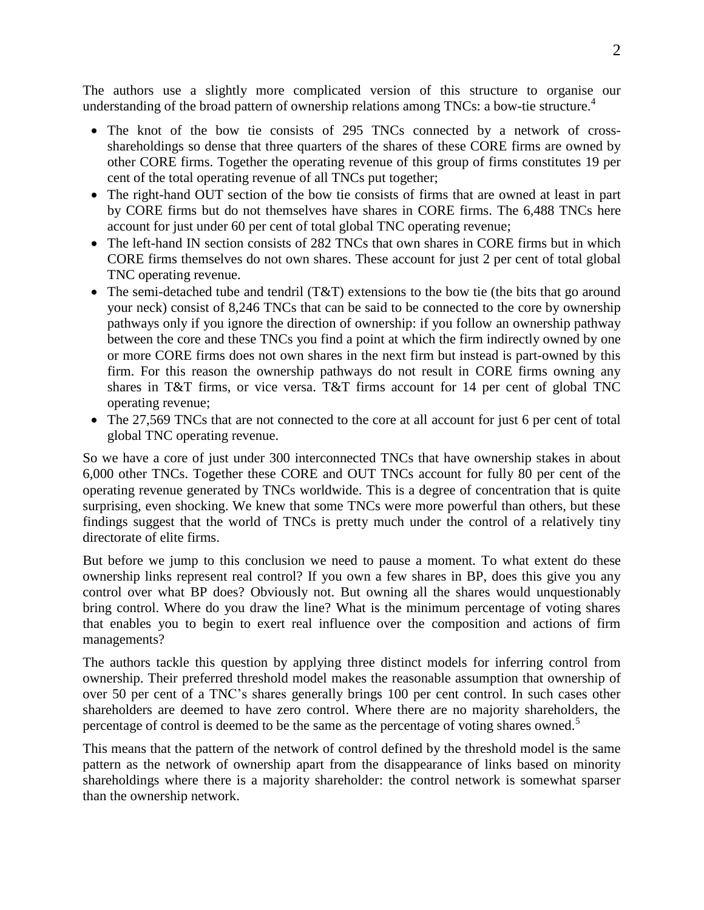The authors use a slightly more complicated version of this structure to organise our understanding of the broad pattern of ownership relations among TNCs: a bow-tie structure.[4]

- The knot of the bow tie consists of 295 TNCs connected by a network of cross-shareholdings so dense that three quarters of the shares of these CORE firms are owned by other CORE firms. Together the operating revenue of this group of firms constitutes 19 per cent of the total operating revenue of all TNCs put together;
- The right-hand OUT section of the bow tie consists of firms that are owned at least in part by CORE firms but do not themselves have shares in CORE firms. The 6,488 TNCs here account for just under 60 per cent of total global TNC operating revenue;
- The left-hand IN section consists of 282 TNCs that own shares in CORE firms but in which CORE firms themselves do not own shares. These account for just 2 per cent of total global TNC operating revenue.
- The semi-detached tube and tendril (T&T) extensions to the bow tie (the bits that go around your neck) consist of 8,246 TNCs that can be said to be connected to the core by ownership pathways only if you ignore the direction of ownership: if you follow an ownership pathway between the core and these TNCs you find a point at which the firm indirectly owned by one or more CORE firms does not own shares in the next firm but instead is part-owned by this firm. For this reason the ownership pathways do not result in CORE firms owning any shares in T&T firms, or vice versa. T&T firms account for 14 per cent of global TNC operating revenue;
- The 27,569 TNCs that are not connected to the core at all account for just 6 per cent of total global TNC operating revenue.

So we have a core of just under 300 interconnected TNCs that have ownership stakes in about 6,000 other TNCs. Together these CORE and OUT TNCs account for fully 80 per cent of the operating revenue generated by TNCs worldwide. This is a degree of concentration that is quite surprising, even shocking. We knew that some TNCs were more powerful than others, but these findings suggest that the world of TNCs is pretty much under the control of a relatively tiny directorate of elite firms.

But before we jump to this conclusion we need to pause a moment. To what extent do these ownership links represent real control? If you own a few shares in BP, does this give you any control over what BP does? Obviously not. But owning all the shares would unquestionably bring control. Where do you draw the line? What is the minimum percentage of voting shares that enables you to begin to exert real influence over the composition and actions of firm managements?

The authors tackle this question by applying three distinct models for inferring control from ownership. Their preferred threshold model makes the reasonable assumption that ownership of over 50 per cent of a TNC's shares generally brings 100 per cent control. In such cases other shareholders are deemed to have zero control. Where there are no majority shareholders, the percentage of control is deemed to be the same as the percentage of voting shares owned.[5]

This means that the pattern of the network of control defined by the threshold model is the same pattern as the network of ownership apart from the disappearance of links based on minority shareholdings where there is a majority shareholder: the control network is somewhat sparser than the ownership network.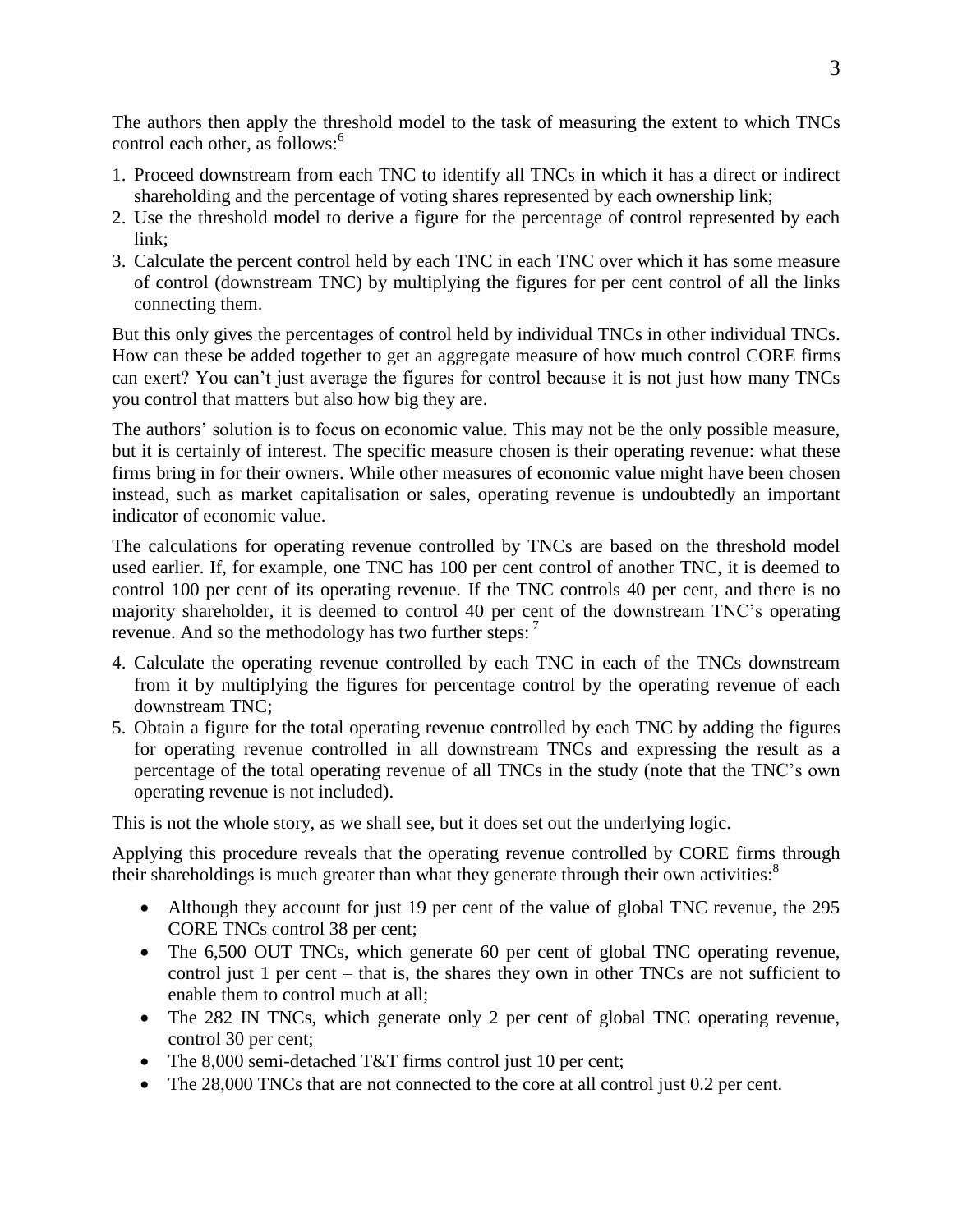The authors then apply the threshold model to the task of measuring the extent to which TNCs control each other, as follows:[6]

1. Proceed downstream from each TNC to identify all TNCs in which it has a direct or indirect shareholding and the percentage of voting shares represented by each ownership link;
2. Use the threshold model to derive a figure for the percentage of control represented by each link;
3. Calculate the percent control held by each TNC in each TNC over which it has some measure of control (downstream TNC) by multiplying the figures for per cent control of all the links connecting them.

But this only gives the percentages of control held by individual TNCs in other individual TNCs. How can these be added together to get an aggregate measure of how much control CORE firms can exert? You can't just average the figures for control because it is not just how many TNCs you control that matters but also how big they are.

The authors' solution is to focus on economic value. This may not be the only possible measure, but it is certainly of interest. The specific measure chosen is their operating revenue: what these firms bring in for their owners. While other measures of economic value might have been chosen instead, such as market capitalisation or sales, operating revenue is undoubtedly an important indicator of economic value.

The calculations for operating revenue controlled by TNCs are based on the threshold model used earlier. If, for example, one TNC has 100 per cent control of another TNC, it is deemed to control 100 per cent of its operating revenue. If the TNC controls 40 per cent, and there is no majority shareholder, it is deemed to control 40 per cent of the downstream TNC's operating revenue. And so the methodology has two further steps:[7]

4. Calculate the operating revenue controlled by each TNC in each of the TNCs downstream from it by multiplying the figures for percentage control by the operating revenue of each downstream TNC;
5. Obtain a figure for the total operating revenue controlled by each TNC by adding the figures for operating revenue controlled in all downstream TNCs and expressing the result as a percentage of the total operating revenue of all TNCs in the study (note that the TNC's own operating revenue is not included).

This is not the whole story, as we shall see, but it does set out the underlying logic.

Applying this procedure reveals that the operating revenue controlled by CORE firms through their shareholdings is much greater than what they generate through their own activities:[8]

- Although they account for just 19 per cent of the value of global TNC revenue, the 295 CORE TNCs control 38 per cent;
- The 6,500 OUT TNCs, which generate 60 per cent of global TNC operating revenue, control just 1 per cent – that is, the shares they own in other TNCs are not sufficient to enable them to control much at all;
- The 282 IN TNCs, which generate only 2 per cent of global TNC operating revenue, control 30 per cent;
- The 8,000 semi-detached T&T firms control just 10 per cent;
- The 28,000 TNCs that are not connected to the core at all control just 0.2 per cent.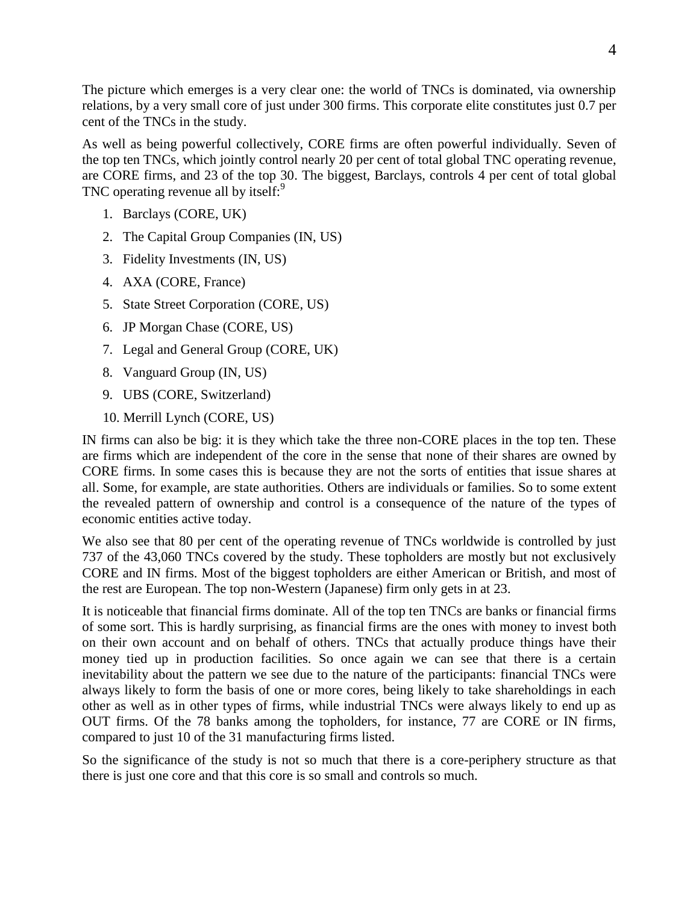The picture which emerges is a very clear one: the world of TNCs is dominated, via ownership relations, by a very small core of just under 300 firms. This corporate elite constitutes just 0.7 per cent of the TNCs in the study.

As well as being powerful collectively, CORE firms are often powerful individually. Seven of the top ten TNCs, which jointly control nearly 20 per cent of total global TNC operating revenue, are CORE firms, and 23 of the top 30. The biggest, Barclays, controls 4 per cent of total global TNC operating revenue all by itself:[9]

1. Barclays (CORE, UK)
2. The Capital Group Companies (IN, US)
3. Fidelity Investments (IN, US)
4. AXA (CORE, France)
5. State Street Corporation (CORE, US)
6. JP Morgan Chase (CORE, US)
7. Legal and General Group (CORE, UK)
8. Vanguard Group (IN, US)
9. UBS (CORE, Switzerland)
10. Merrill Lynch (CORE, US)

IN firms can also be big: it is they which take the three non-CORE places in the top ten. These are firms which are independent of the core in the sense that none of their shares are owned by CORE firms. In some cases this is because they are not the sorts of entities that issue shares at all. Some, for example, are state authorities. Others are individuals or families. So to some extent the revealed pattern of ownership and control is a consequence of the nature of the types of economic entities active today.

We also see that 80 per cent of the operating revenue of TNCs worldwide is controlled by just 737 of the 43,060 TNCs covered by the study. These topholders are mostly but not exclusively CORE and IN firms. Most of the biggest topholders are either American or British, and most of the rest are European. The top non-Western (Japanese) firm only gets in at 23.

It is noticeable that financial firms dominate. All of the top ten TNCs are banks or financial firms of some sort. This is hardly surprising, as financial firms are the ones with money to invest both on their own account and on behalf of others. TNCs that actually produce things have their money tied up in production facilities. So once again we can see that there is a certain inevitability about the pattern we see due to the nature of the participants: financial TNCs were always likely to form the basis of one or more cores, being likely to take shareholdings in each other as well as in other types of firms, while industrial TNCs were always likely to end up as OUT firms. Of the 78 banks among the topholders, for instance, 77 are CORE or IN firms, compared to just 10 of the 31 manufacturing firms listed.

So the significance of the study is not so much that there is a core-periphery structure as that there is just one core and that this core is so small and controls so much.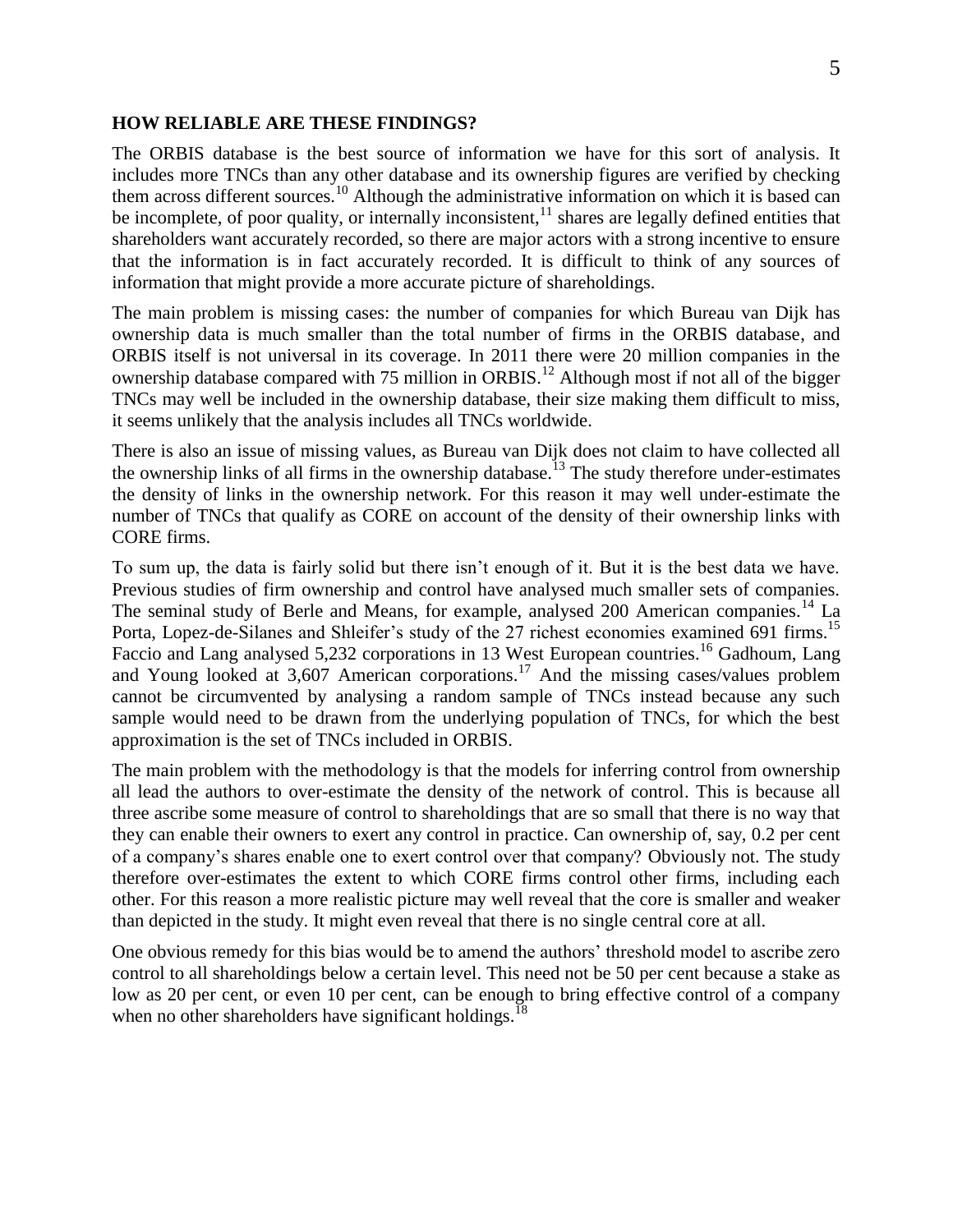**HOW RELIABLE ARE THESE FINDINGS?**

The ORBIS database is the best source of information we have for this sort of analysis. It includes more TNCs than any other database and its ownership figures are verified by checking them across different sources.[10] Although the administrative information on which it is based can be incomplete, of poor quality, or internally inconsistent,[11] shares are legally defined entities that shareholders want accurately recorded, so there are major actors with a strong incentive to ensure that the information is in fact accurately recorded. It is difficult to think of any sources of information that might provide a more accurate picture of shareholdings.

The main problem is missing cases: the number of companies for which Bureau van Dijk has ownership data is much smaller than the total number of firms in the ORBIS database, and ORBIS itself is not universal in its coverage. In 2011 there were 20 million companies in the ownership database compared with 75 million in ORBIS.[12] Although most if not all of the bigger TNCs may well be included in the ownership database, their size making them difficult to miss, it seems unlikely that the analysis includes all TNCs worldwide.

There is also an issue of missing values, as Bureau van Dijk does not claim to have collected all the ownership links of all firms in the ownership database.[13] The study therefore under-estimates the density of links in the ownership network. For this reason it may well under-estimate the number of TNCs that qualify as CORE on account of the density of their ownership links with CORE firms.

To sum up, the data is fairly solid but there isn't enough of it. But it is the best data we have. Previous studies of firm ownership and control have analysed much smaller sets of companies. The seminal study of Berle and Means, for example, analysed 200 American companies.[14] La Porta, Lopez-de-Silanes and Shleifer's study of the 27 richest economies examined 691 firms.[15] Faccio and Lang analysed 5,232 corporations in 13 West European countries.[16] Gadhoum, Lang and Young looked at 3,607 American corporations.[17] And the missing cases/values problem cannot be circumvented by analysing a random sample of TNCs instead because any such sample would need to be drawn from the underlying population of TNCs, for which the best approximation is the set of TNCs included in ORBIS.

The main problem with the methodology is that the models for inferring control from ownership all lead the authors to over-estimate the density of the network of control. This is because all three ascribe some measure of control to shareholdings that are so small that there is no way that they can enable their owners to exert any control in practice. Can ownership of, say, 0.2 per cent of a company's shares enable one to exert control over that company? Obviously not. The study therefore over-estimates the extent to which CORE firms control other firms, including each other. For this reason a more realistic picture may well reveal that the core is smaller and weaker than depicted in the study. It might even reveal that there is no single central core at all.

One obvious remedy for this bias would be to amend the authors' threshold model to ascribe zero control to all shareholdings below a certain level. This need not be 50 per cent because a stake as low as 20 per cent, or even 10 per cent, can be enough to bring effective control of a company when no other shareholders have significant holdings.[18]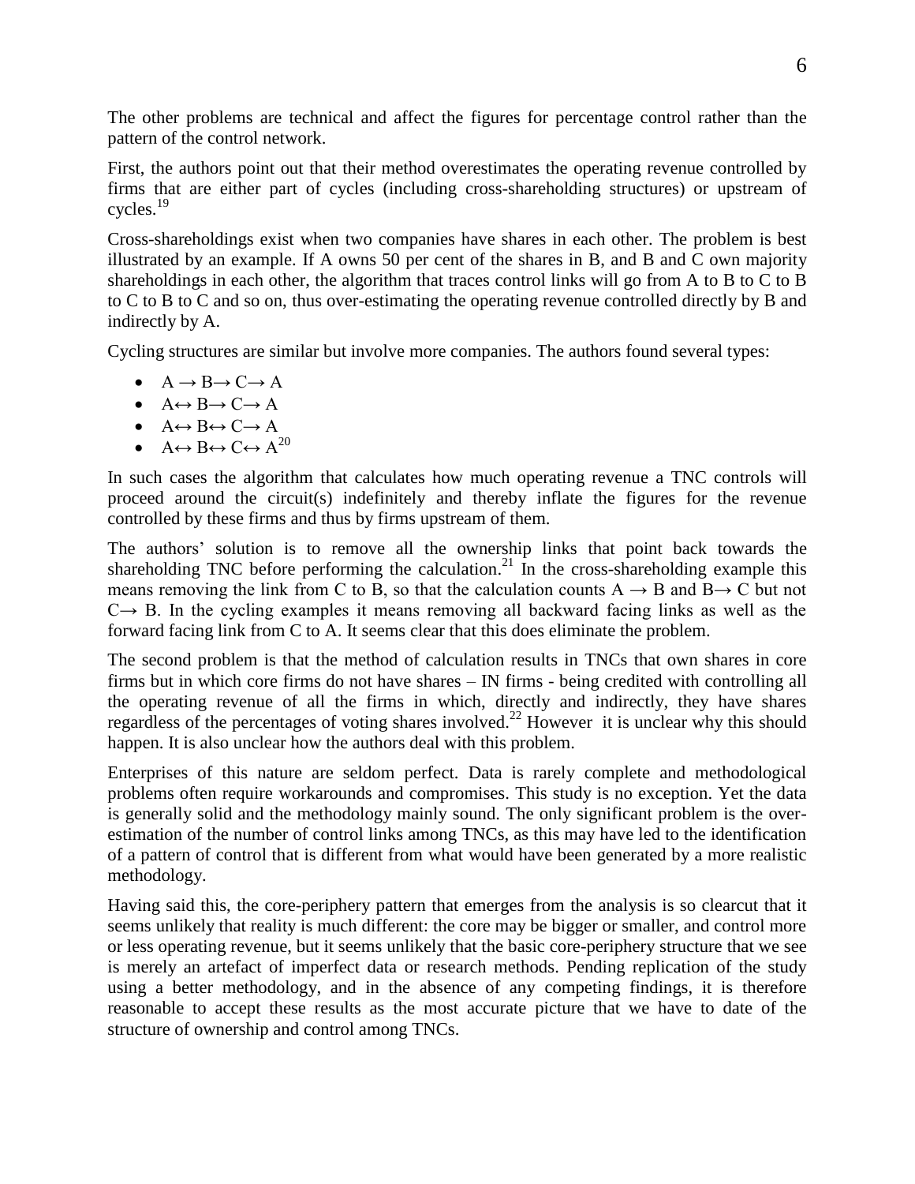The other problems are technical and affect the figures for percentage control rather than the pattern of the control network.

First, the authors point out that their method overestimates the operating revenue controlled by firms that are either part of cycles (including cross-shareholding structures) or upstream of cycles.[19]

Cross-shareholdings exist when two companies have shares in each other. The problem is best illustrated by an example. If A owns 50 per cent of the shares in B, and B and C own majority shareholdings in each other, the algorithm that traces control links will go from A to B to C to B to C to B to C and so on, thus over-estimating the operating revenue controlled directly by B and indirectly by A.

Cycling structures are similar but involve more companies. The authors found several types:

- A → B→ C→ A
- A↔ B→ C→ A
- A↔ B↔ C→ A
- A↔ B↔ C↔ A[20]

In such cases the algorithm that calculates how much operating revenue a TNC controls will proceed around the circuit(s) indefinitely and thereby inflate the figures for the revenue controlled by these firms and thus by firms upstream of them.

The authors' solution is to remove all the ownership links that point back towards the shareholding TNC before performing the calculation.[21] In the cross-shareholding example this means removing the link from C to B, so that the calculation counts A → B and B→ C but not C→ B. In the cycling examples it means removing all backward facing links as well as the forward facing link from C to A. It seems clear that this does eliminate the problem.

The second problem is that the method of calculation results in TNCs that own shares in core firms but in which core firms do not have shares – IN firms - being credited with controlling all the operating revenue of all the firms in which, directly and indirectly, they have shares regardless of the percentages of voting shares involved.[22] However it is unclear why this should happen. It is also unclear how the authors deal with this problem.

Enterprises of this nature are seldom perfect. Data is rarely complete and methodological problems often require workarounds and compromises. This study is no exception. Yet the data is generally solid and the methodology mainly sound. The only significant problem is the over-estimation of the number of control links among TNCs, as this may have led to the identification of a pattern of control that is different from what would have been generated by a more realistic methodology.

Having said this, the core-periphery pattern that emerges from the analysis is so clearcut that it seems unlikely that reality is much different: the core may be bigger or smaller, and control more or less operating revenue, but it seems unlikely that the basic core-periphery structure that we see is merely an artefact of imperfect data or research methods. Pending replication of the study using a better methodology, and in the absence of any competing findings, it is therefore reasonable to accept these results as the most accurate picture that we have to date of the structure of ownership and control among TNCs.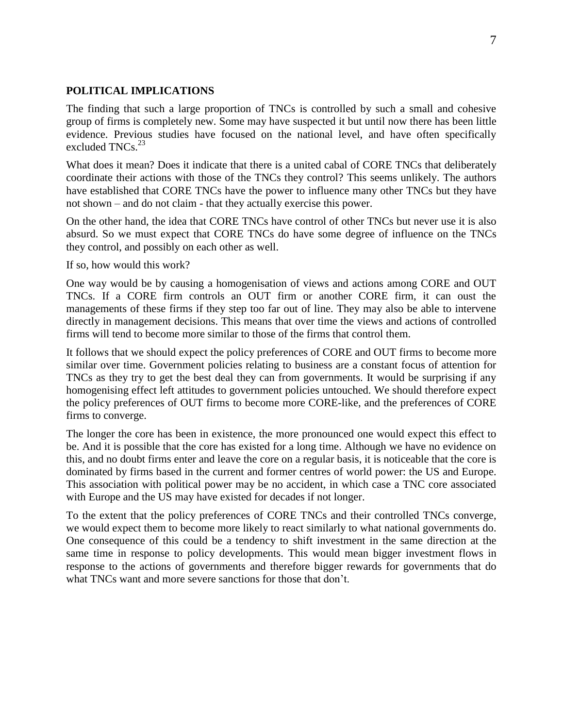## POLITICAL IMPLICATIONS

The finding that such a large proportion of TNCs is controlled by such a small and cohesive group of firms is completely new. Some may have suspected it but until now there has been little evidence. Previous studies have focused on the national level, and have often specifically excluded TNCs.[23]

What does it mean? Does it indicate that there is a united cabal of CORE TNCs that deliberately coordinate their actions with those of the TNCs they control? This seems unlikely. The authors have established that CORE TNCs have the power to influence many other TNCs but they have not shown – and do not claim - that they actually exercise this power.

On the other hand, the idea that CORE TNCs have control of other TNCs but never use it is also absurd. So we must expect that CORE TNCs do have some degree of influence on the TNCs they control, and possibly on each other as well.

If so, how would this work?

One way would be by causing a homogenisation of views and actions among CORE and OUT TNCs. If a CORE firm controls an OUT firm or another CORE firm, it can oust the managements of these firms if they step too far out of line. They may also be able to intervene directly in management decisions. This means that over time the views and actions of controlled firms will tend to become more similar to those of the firms that control them.

It follows that we should expect the policy preferences of CORE and OUT firms to become more similar over time. Government policies relating to business are a constant focus of attention for TNCs as they try to get the best deal they can from governments. It would be surprising if any homogenising effect left attitudes to government policies untouched. We should therefore expect the policy preferences of OUT firms to become more CORE-like, and the preferences of CORE firms to converge.

The longer the core has been in existence, the more pronounced one would expect this effect to be. And it is possible that the core has existed for a long time. Although we have no evidence on this, and no doubt firms enter and leave the core on a regular basis, it is noticeable that the core is dominated by firms based in the current and former centres of world power: the US and Europe. This association with political power may be no accident, in which case a TNC core associated with Europe and the US may have existed for decades if not longer.

To the extent that the policy preferences of CORE TNCs and their controlled TNCs converge, we would expect them to become more likely to react similarly to what national governments do. One consequence of this could be a tendency to shift investment in the same direction at the same time in response to policy developments. This would mean bigger investment flows in response to the actions of governments and therefore bigger rewards for governments that do what TNCs want and more severe sanctions for those that don't.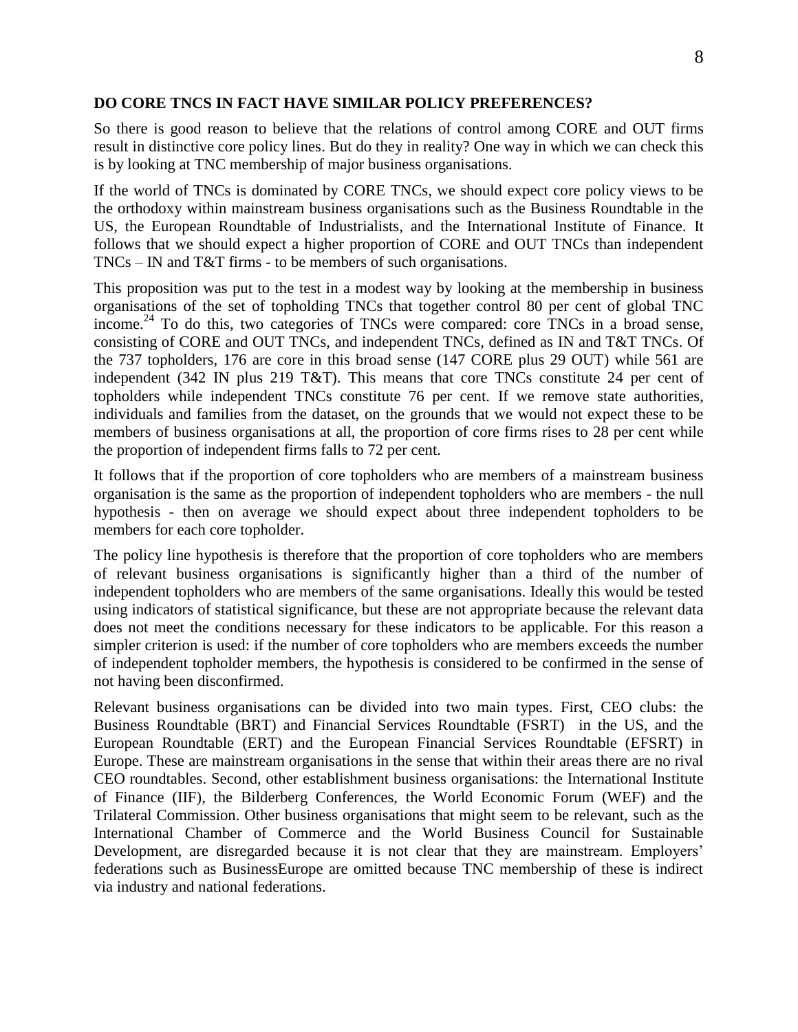## DO CORE TNCS IN FACT HAVE SIMILAR POLICY PREFERENCES?

So there is good reason to believe that the relations of control among CORE and OUT firms result in distinctive core policy lines. But do they in reality? One way in which we can check this is by looking at TNC membership of major business organisations.

If the world of TNCs is dominated by CORE TNCs, we should expect core policy views to be the orthodoxy within mainstream business organisations such as the Business Roundtable in the US, the European Roundtable of Industrialists, and the International Institute of Finance. It follows that we should expect a higher proportion of CORE and OUT TNCs than independent TNCs – IN and T&T firms - to be members of such organisations.

This proposition was put to the test in a modest way by looking at the membership in business organisations of the set of topholding TNCs that together control 80 per cent of global TNC income.[24] To do this, two categories of TNCs were compared: core TNCs in a broad sense, consisting of CORE and OUT TNCs, and independent TNCs, defined as IN and T&T TNCs. Of the 737 topholders, 176 are core in this broad sense (147 CORE plus 29 OUT) while 561 are independent (342 IN plus 219 T&T). This means that core TNCs constitute 24 per cent of topholders while independent TNCs constitute 76 per cent. If we remove state authorities, individuals and families from the dataset, on the grounds that we would not expect these to be members of business organisations at all, the proportion of core firms rises to 28 per cent while the proportion of independent firms falls to 72 per cent.

It follows that if the proportion of core topholders who are members of a mainstream business organisation is the same as the proportion of independent topholders who are members - the null hypothesis - then on average we should expect about three independent topholders to be members for each core topholder.

The policy line hypothesis is therefore that the proportion of core topholders who are members of relevant business organisations is significantly higher than a third of the number of independent topholders who are members of the same organisations. Ideally this would be tested using indicators of statistical significance, but these are not appropriate because the relevant data does not meet the conditions necessary for these indicators to be applicable. For this reason a simpler criterion is used: if the number of core topholders who are members exceeds the number of independent topholder members, the hypothesis is considered to be confirmed in the sense of not having been disconfirmed.

Relevant business organisations can be divided into two main types. First, CEO clubs: the Business Roundtable (BRT) and Financial Services Roundtable (FSRT) in the US, and the European Roundtable (ERT) and the European Financial Services Roundtable (EFSRT) in Europe. These are mainstream organisations in the sense that within their areas there are no rival CEO roundtables. Second, other establishment business organisations: the International Institute of Finance (IIF), the Bilderberg Conferences, the World Economic Forum (WEF) and the Trilateral Commission. Other business organisations that might seem to be relevant, such as the International Chamber of Commerce and the World Business Council for Sustainable Development, are disregarded because it is not clear that they are mainstream. Employers' federations such as BusinessEurope are omitted because TNC membership of these is indirect via industry and national federations.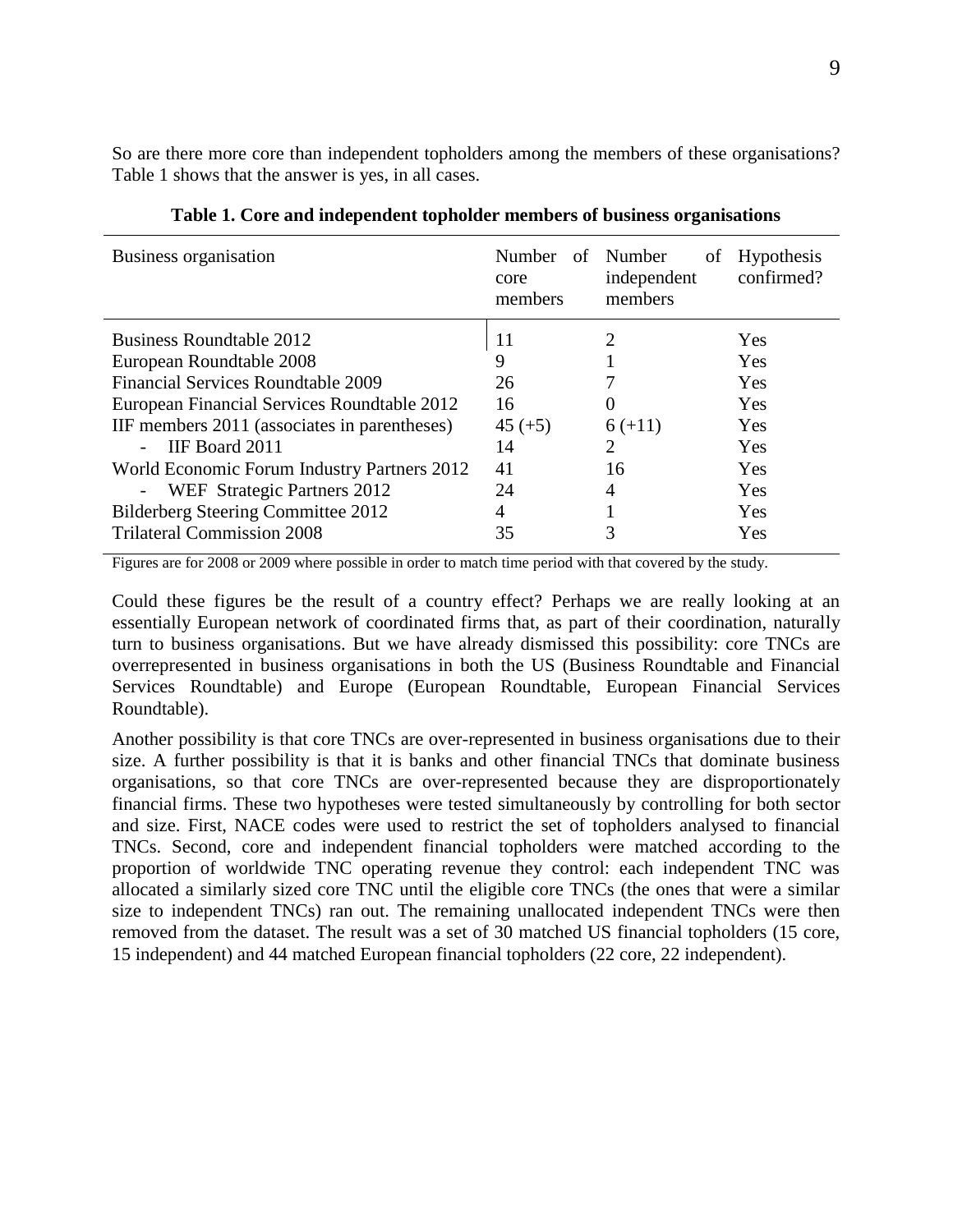So are there more core than independent topholders among the members of these organisations? Table 1 shows that the answer is yes, in all cases.

**Table 1. Core and independent topholder members of business organisations**

| Business organisation | Number of core members | Number of independent members | Hypothesis confirmed? |
|---|---|---|---|
| Business Roundtable 2012 | 11 | 2 | Yes |
| European Roundtable 2008 | 9 | 1 | Yes |
| Financial Services Roundtable 2009 | 26 | 7 | Yes |
| European Financial Services Roundtable 2012 | 16 | 0 | Yes |
| IIF members 2011 (associates in parentheses) | 45 (+5) | 6 (+11) | Yes |
| - IIF Board 2011 | 14 | 2 | Yes |
| World Economic Forum Industry Partners 2012 | 41 | 16 | Yes |
| - WEF Strategic Partners 2012 | 24 | 4 | Yes |
| Bilderberg Steering Committee 2012 | 4 | 1 | Yes |
| Trilateral Commission 2008 | 35 | 3 | Yes |

Figures are for 2008 or 2009 where possible in order to match time period with that covered by the study.

Could these figures be the result of a country effect? Perhaps we are really looking at an essentially European network of coordinated firms that, as part of their coordination, naturally turn to business organisations. But we have already dismissed this possibility: core TNCs are overrepresented in business organisations in both the US (Business Roundtable and Financial Services Roundtable) and Europe (European Roundtable, European Financial Services Roundtable).

Another possibility is that core TNCs are over-represented in business organisations due to their size. A further possibility is that it is banks and other financial TNCs that dominate business organisations, so that core TNCs are over-represented because they are disproportionately financial firms. These two hypotheses were tested simultaneously by controlling for both sector and size. First, NACE codes were used to restrict the set of topholders analysed to financial TNCs. Second, core and independent financial topholders were matched according to the proportion of worldwide TNC operating revenue they control: each independent TNC was allocated a similarly sized core TNC until the eligible core TNCs (the ones that were a similar size to independent TNCs) ran out. The remaining unallocated independent TNCs were then removed from the dataset. The result was a set of 30 matched US financial topholders (15 core, 15 independent) and 44 matched European financial topholders (22 core, 22 independent).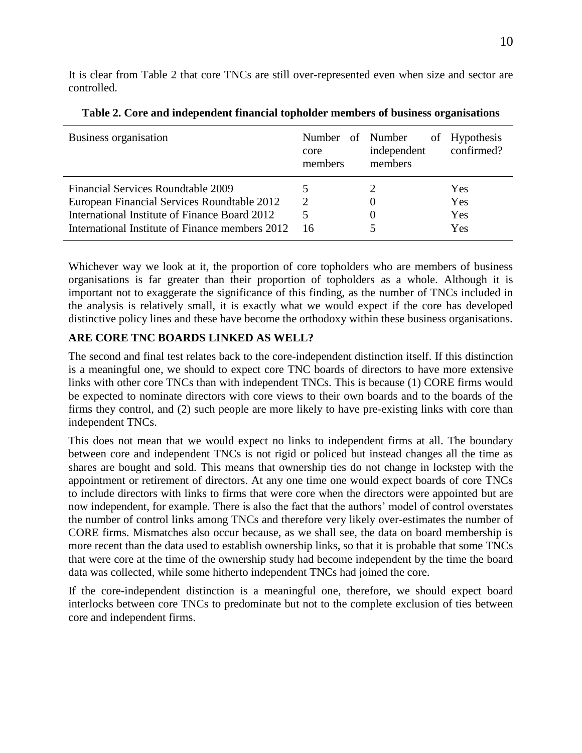It is clear from Table 2 that core TNCs are still over-represented even when size and sector are controlled.

**Table 2. Core and independent financial topholder members of business organisations**

| Business organisation | Number of core members | Number of independent members | Hypothesis confirmed? |
|---|---|---|---|
| Financial Services Roundtable 2009 | 5 | 2 | Yes |
| European Financial Services Roundtable 2012 | 2 | 0 | Yes |
| International Institute of Finance Board 2012 | 5 | 0 | Yes |
| International Institute of Finance members 2012 | 16 | 5 | Yes |

Whichever way we look at it, the proportion of core topholders who are members of business organisations is far greater than their proportion of topholders as a whole. Although it is important not to exaggerate the significance of this finding, as the number of TNCs included in the analysis is relatively small, it is exactly what we would expect if the core has developed distinctive policy lines and these have become the orthodoxy within these business organisations.

## ARE CORE TNC BOARDS LINKED AS WELL?

The second and final test relates back to the core-independent distinction itself. If this distinction is a meaningful one, we should to expect core TNC boards of directors to have more extensive links with other core TNCs than with independent TNCs. This is because (1) CORE firms would be expected to nominate directors with core views to their own boards and to the boards of the firms they control, and (2) such people are more likely to have pre-existing links with core than independent TNCs.

This does not mean that we would expect no links to independent firms at all. The boundary between core and independent TNCs is not rigid or policed but instead changes all the time as shares are bought and sold. This means that ownership ties do not change in lockstep with the appointment or retirement of directors. At any one time one would expect boards of core TNCs to include directors with links to firms that were core when the directors were appointed but are now independent, for example. There is also the fact that the authors' model of control overstates the number of control links among TNCs and therefore very likely over-estimates the number of CORE firms. Mismatches also occur because, as we shall see, the data on board membership is more recent than the data used to establish ownership links, so that it is probable that some TNCs that were core at the time of the ownership study had become independent by the time the board data was collected, while some hitherto independent TNCs had joined the core.

If the core-independent distinction is a meaningful one, therefore, we should expect board interlocks between core TNCs to predominate but not to the complete exclusion of ties between core and independent firms.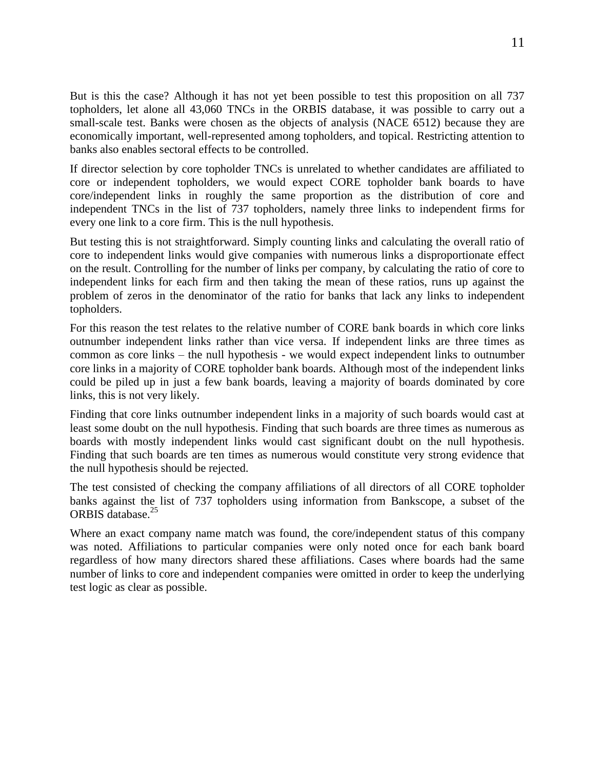But is this the case? Although it has not yet been possible to test this proposition on all 737 topholders, let alone all 43,060 TNCs in the ORBIS database, it was possible to carry out a small-scale test. Banks were chosen as the objects of analysis (NACE 6512) because they are economically important, well-represented among topholders, and topical. Restricting attention to banks also enables sectoral effects to be controlled.

If director selection by core topholder TNCs is unrelated to whether candidates are affiliated to core or independent topholders, we would expect CORE topholder bank boards to have core/independent links in roughly the same proportion as the distribution of core and independent TNCs in the list of 737 topholders, namely three links to independent firms for every one link to a core firm. This is the null hypothesis.

But testing this is not straightforward. Simply counting links and calculating the overall ratio of core to independent links would give companies with numerous links a disproportionate effect on the result. Controlling for the number of links per company, by calculating the ratio of core to independent links for each firm and then taking the mean of these ratios, runs up against the problem of zeros in the denominator of the ratio for banks that lack any links to independent topholders.

For this reason the test relates to the relative number of CORE bank boards in which core links outnumber independent links rather than vice versa. If independent links are three times as common as core links – the null hypothesis - we would expect independent links to outnumber core links in a majority of CORE topholder bank boards. Although most of the independent links could be piled up in just a few bank boards, leaving a majority of boards dominated by core links, this is not very likely.

Finding that core links outnumber independent links in a majority of such boards would cast at least some doubt on the null hypothesis. Finding that such boards are three times as numerous as boards with mostly independent links would cast significant doubt on the null hypothesis. Finding that such boards are ten times as numerous would constitute very strong evidence that the null hypothesis should be rejected.

The test consisted of checking the company affiliations of all directors of all CORE topholder banks against the list of 737 topholders using information from Bankscope, a subset of the ORBIS database.[25]

Where an exact company name match was found, the core/independent status of this company was noted. Affiliations to particular companies were only noted once for each bank board regardless of how many directors shared these affiliations. Cases where boards had the same number of links to core and independent companies were omitted in order to keep the underlying test logic as clear as possible.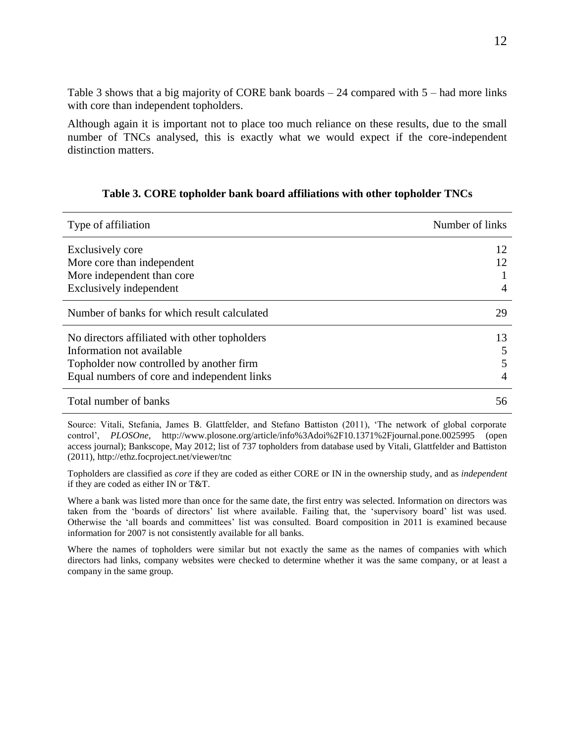Table 3 shows that a big majority of CORE bank boards – 24 compared with 5 – had more links with core than independent topholders.

Although again it is important not to place too much reliance on these results, due to the small number of TNCs analysed, this is exactly what we would expect if the core-independent distinction matters.

**Table 3. CORE topholder bank board affiliations with other topholder TNCs**

| Type of affiliation | Number of links |
|---|---|
| Exclusively core | 12 |
| More core than independent | 12 |
| More independent than core | 1 |
| Exclusively independent | 4 |
| Number of banks for which result calculated | 29 |
| No directors affiliated with other topholders | 13 |
| Information not available | 5 |
| Topholder now controlled by another firm | 5 |
| Equal numbers of core and independent links | 4 |
| Total number of banks | 56 |

Source: Vitali, Stefania, James B. Glattfelder, and Stefano Battiston (2011), 'The network of global corporate control', *PLOSOne*, http://www.plosone.org/article/info%3Adoi%2F10.1371%2Fjournal.pone.0025995 (open access journal); Bankscope, May 2012; list of 737 topholders from database used by Vitali, Glattfelder and Battiston (2011), http://ethz.focproject.net/viewer/tnc

Topholders are classified as *core* if they are coded as either CORE or IN in the ownership study, and as *independent* if they are coded as either IN or T&T.

Where a bank was listed more than once for the same date, the first entry was selected. Information on directors was taken from the 'boards of directors' list where available. Failing that, the 'supervisory board' list was used. Otherwise the 'all boards and committees' list was consulted. Board composition in 2011 is examined because information for 2007 is not consistently available for all banks.

Where the names of topholders were similar but not exactly the same as the names of companies with which directors had links, company websites were checked to determine whether it was the same company, or at least a company in the same group.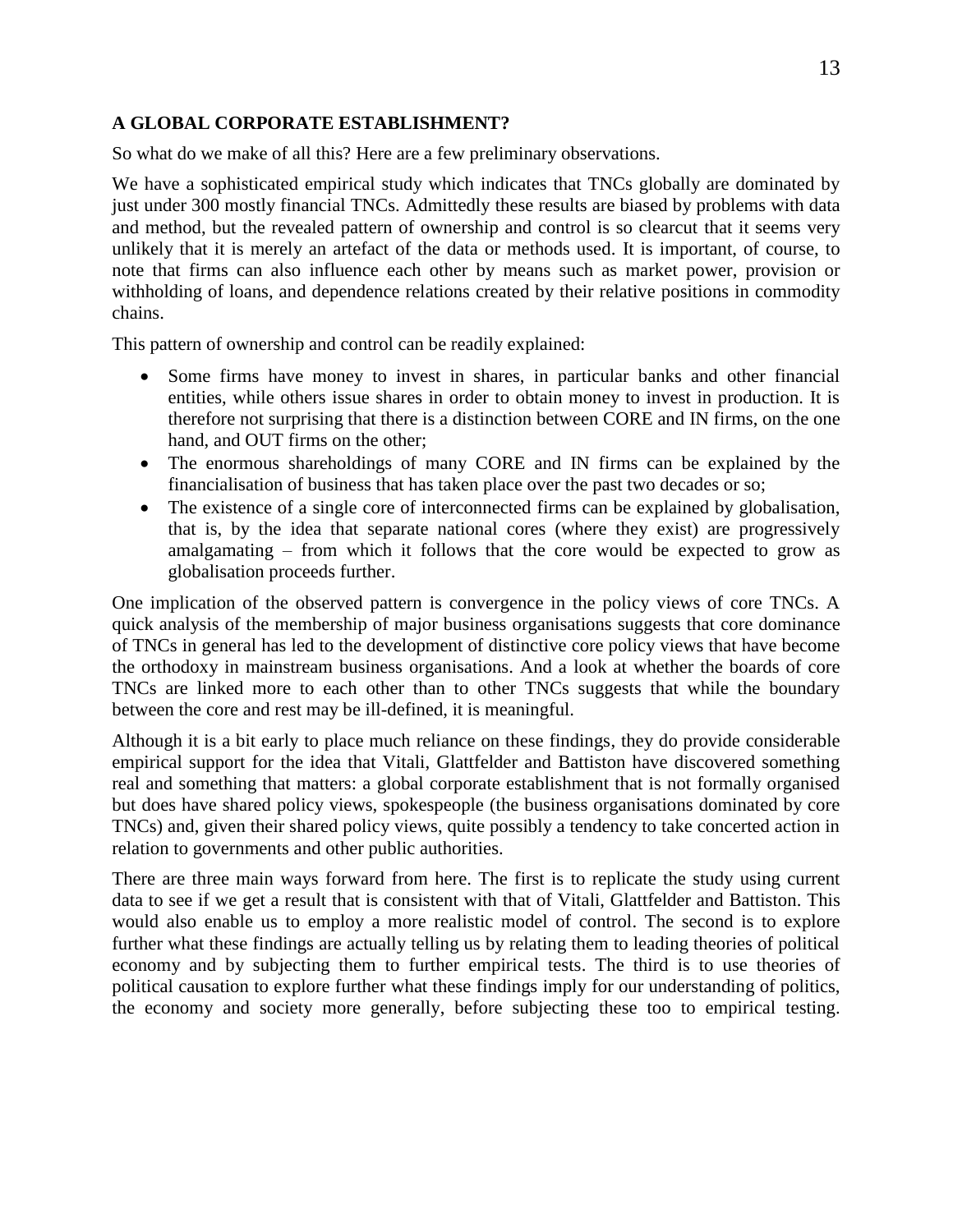## A GLOBAL CORPORATE ESTABLISHMENT?

So what do we make of all this? Here are a few preliminary observations.

We have a sophisticated empirical study which indicates that TNCs globally are dominated by just under 300 mostly financial TNCs. Admittedly these results are biased by problems with data and method, but the revealed pattern of ownership and control is so clearcut that it seems very unlikely that it is merely an artefact of the data or methods used. It is important, of course, to note that firms can also influence each other by means such as market power, provision or withholding of loans, and dependence relations created by their relative positions in commodity chains.

This pattern of ownership and control can be readily explained:

- Some firms have money to invest in shares, in particular banks and other financial entities, while others issue shares in order to obtain money to invest in production. It is therefore not surprising that there is a distinction between CORE and IN firms, on the one hand, and OUT firms on the other;
- The enormous shareholdings of many CORE and IN firms can be explained by the financialisation of business that has taken place over the past two decades or so;
- The existence of a single core of interconnected firms can be explained by globalisation, that is, by the idea that separate national cores (where they exist) are progressively amalgamating – from which it follows that the core would be expected to grow as globalisation proceeds further.

One implication of the observed pattern is convergence in the policy views of core TNCs. A quick analysis of the membership of major business organisations suggests that core dominance of TNCs in general has led to the development of distinctive core policy views that have become the orthodoxy in mainstream business organisations. And a look at whether the boards of core TNCs are linked more to each other than to other TNCs suggests that while the boundary between the core and rest may be ill-defined, it is meaningful.

Although it is a bit early to place much reliance on these findings, they do provide considerable empirical support for the idea that Vitali, Glattfelder and Battiston have discovered something real and something that matters: a global corporate establishment that is not formally organised but does have shared policy views, spokespeople (the business organisations dominated by core TNCs) and, given their shared policy views, quite possibly a tendency to take concerted action in relation to governments and other public authorities.

There are three main ways forward from here. The first is to replicate the study using current data to see if we get a result that is consistent with that of Vitali, Glattfelder and Battiston. This would also enable us to employ a more realistic model of control. The second is to explore further what these findings are actually telling us by relating them to leading theories of political economy and by subjecting them to further empirical tests. The third is to use theories of political causation to explore further what these findings imply for our understanding of politics, the economy and society more generally, before subjecting these too to empirical testing.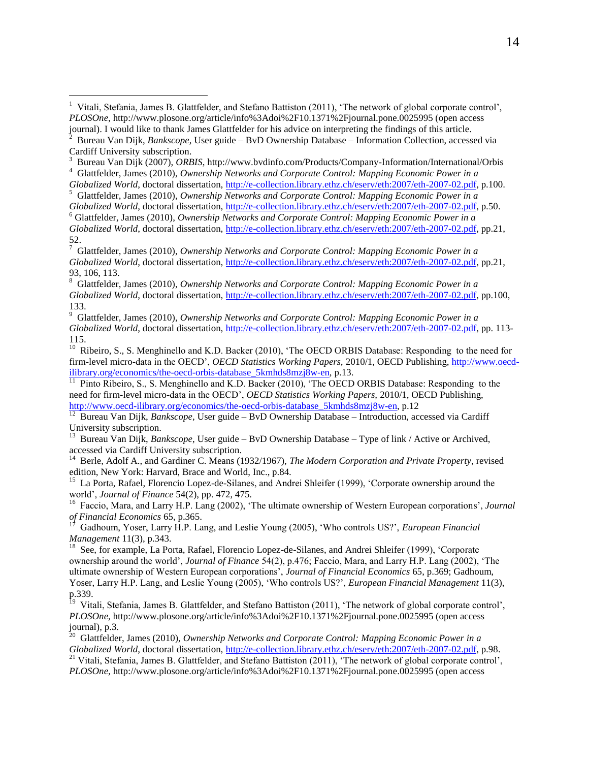[1] Vitali, Stefania, James B. Glattfelder, and Stefano Battiston (2011), 'The network of global corporate control', *PLOSOne*, http://www.plosone.org/article/info%3Adoi%2F10.1371%2Fjournal.pone.0025995 (open access journal). I would like to thank James Glattfelder for his advice on interpreting the findings of this article.

[2] Bureau Van Dijk, *Bankscope*, User guide – BvD Ownership Database – Information Collection, accessed via Cardiff University subscription.

[3] Bureau Van Dijk (2007), *ORBIS*, http://www.bvdinfo.com/Products/Company-Information/International/Orbis

[4] Glattfelder, James (2010), *Ownership Networks and Corporate Control: Mapping Economic Power in a Globalized World*, doctoral dissertation, http://e-collection.library.ethz.ch/eserv/eth:2007/eth-2007-02.pdf, p.100.

[5] Glattfelder, James (2010), *Ownership Networks and Corporate Control: Mapping Economic Power in a Globalized World*, doctoral dissertation, http://e-collection.library.ethz.ch/eserv/eth:2007/eth-2007-02.pdf, p.50.

[6] Glattfelder, James (2010), *Ownership Networks and Corporate Control: Mapping Economic Power in a Globalized World*, doctoral dissertation, http://e-collection.library.ethz.ch/eserv/eth:2007/eth-2007-02.pdf, pp.21, 52.

[7] Glattfelder, James (2010), *Ownership Networks and Corporate Control: Mapping Economic Power in a Globalized World*, doctoral dissertation, http://e-collection.library.ethz.ch/eserv/eth:2007/eth-2007-02.pdf, pp.21, 93, 106, 113.

[8] Glattfelder, James (2010), *Ownership Networks and Corporate Control: Mapping Economic Power in a Globalized World*, doctoral dissertation, http://e-collection.library.ethz.ch/eserv/eth:2007/eth-2007-02.pdf, pp.100, 133.

[9] Glattfelder, James (2010), *Ownership Networks and Corporate Control: Mapping Economic Power in a Globalized World*, doctoral dissertation, http://e-collection.library.ethz.ch/eserv/eth:2007/eth-2007-02.pdf, pp. 113-115.

[10] Ribeiro, S., S. Menghinello and K.D. Backer (2010), 'The OECD ORBIS Database: Responding to the need for firm-level micro-data in the OECD', *OECD Statistics Working Papers*, 2010/1, OECD Publishing, http://www.oecd-ilibrary.org/economics/the-oecd-orbis-database_5kmhds8mzj8w-en, p.13.

[11] Pinto Ribeiro, S., S. Menghinello and K.D. Backer (2010), 'The OECD ORBIS Database: Responding to the need for firm-level micro-data in the OECD', *OECD Statistics Working Papers*, 2010/1, OECD Publishing, http://www.oecd-ilibrary.org/economics/the-oecd-orbis-database_5kmhds8mzj8w-en, p.12

[12] Bureau Van Dijk, *Bankscope*, User guide – BvD Ownership Database – Introduction, accessed via Cardiff University subscription.

[13] Bureau Van Dijk, *Bankscope*, User guide – BvD Ownership Database – Type of link / Active or Archived, accessed via Cardiff University subscription.

[14] Berle, Adolf A., and Gardiner C. Means (1932/1967), *The Modern Corporation and Private Property*, revised edition, New York: Harvard, Brace and World, Inc., p.84.

[15] La Porta, Rafael, Florencio Lopez-de-Silanes, and Andrei Shleifer (1999), 'Corporate ownership around the world', *Journal of Finance* 54(2), pp. 472, 475.

[16] Faccio, Mara, and Larry H.P. Lang (2002), 'The ultimate ownership of Western European corporations', *Journal of Financial Economics* 65, p.365.

[17] Gadhoum, Yoser, Larry H.P. Lang, and Leslie Young (2005), 'Who controls US?', *European Financial Management* 11(3), p.343.

[18] See, for example, La Porta, Rafael, Florencio Lopez-de-Silanes, and Andrei Shleifer (1999), 'Corporate ownership around the world', *Journal of Finance* 54(2), p.476; Faccio, Mara, and Larry H.P. Lang (2002), 'The ultimate ownership of Western European corporations', *Journal of Financial Economics* 65, p.369; Gadhoum, Yoser, Larry H.P. Lang, and Leslie Young (2005), 'Who controls US?', *European Financial Management* 11(3), p.339.

[19] Vitali, Stefania, James B. Glattfelder, and Stefano Battiston (2011), 'The network of global corporate control', *PLOSOne*, http://www.plosone.org/article/info%3Adoi%2F10.1371%2Fjournal.pone.0025995 (open access journal), p.3.

[20] Glattfelder, James (2010), *Ownership Networks and Corporate Control: Mapping Economic Power in a Globalized World*, doctoral dissertation, http://e-collection.library.ethz.ch/eserv/eth:2007/eth-2007-02.pdf, p.98.

[21] Vitali, Stefania, James B. Glattfelder, and Stefano Battiston (2011), 'The network of global corporate control', *PLOSOne*, http://www.plosone.org/article/info%3Adoi%2F10.1371%2Fjournal.pone.0025995 (open access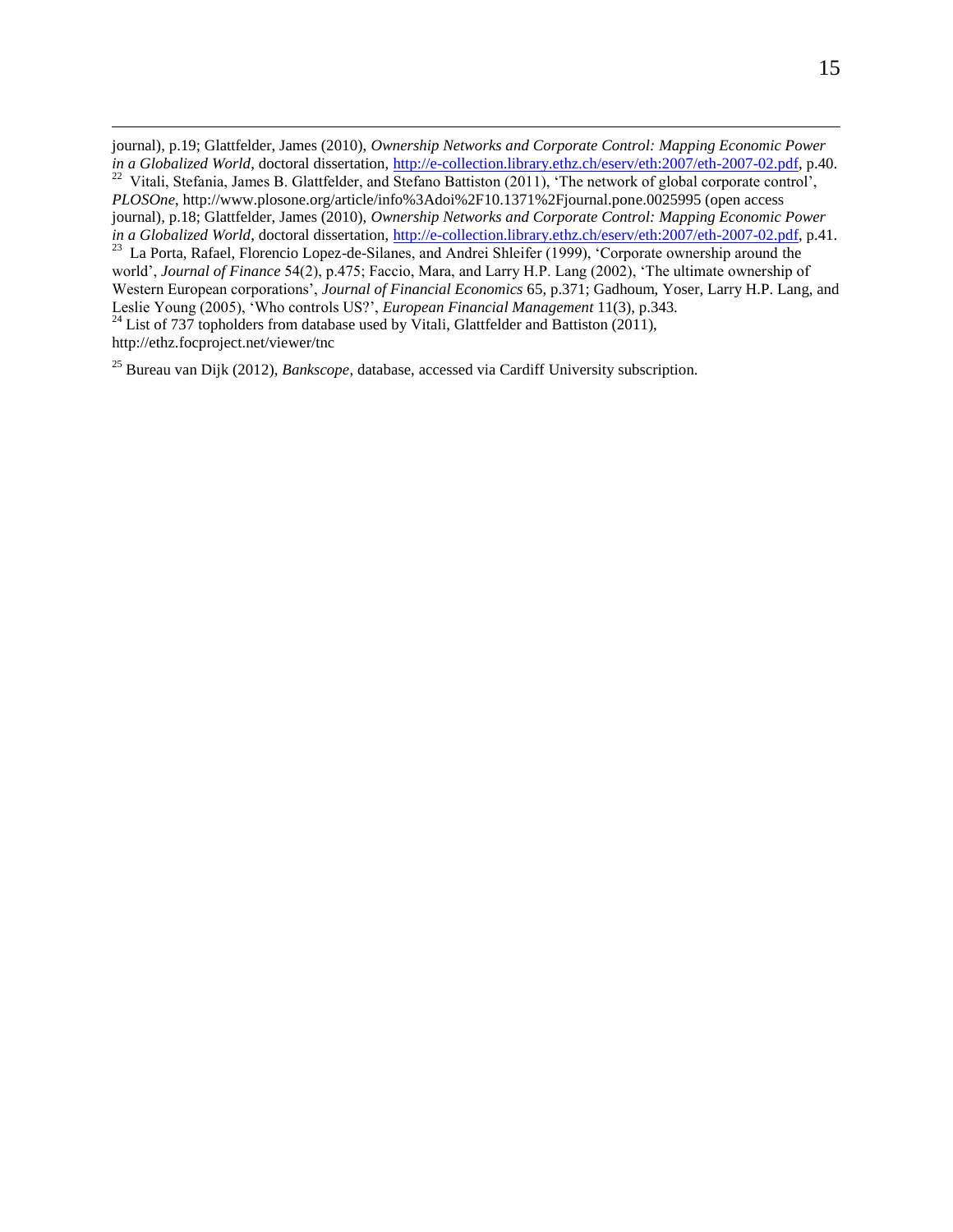journal), p.19; Glattfelder, James (2010), *Ownership Networks and Corporate Control: Mapping Economic Power in a Globalized World*, doctoral dissertation, http://e-collection.library.ethz.ch/eserv/eth:2007/eth-2007-02.pdf, p.40.

[22] Vitali, Stefania, James B. Glattfelder, and Stefano Battiston (2011), 'The network of global corporate control', *PLOSOne*, http://www.plosone.org/article/info%3Adoi%2F10.1371%2Fjournal.pone.0025995 (open access journal), p.18; Glattfelder, James (2010), *Ownership Networks and Corporate Control: Mapping Economic Power in a Globalized World*, doctoral dissertation, http://e-collection.library.ethz.ch/eserv/eth:2007/eth-2007-02.pdf, p.41.

[23] La Porta, Rafael, Florencio Lopez-de-Silanes, and Andrei Shleifer (1999), 'Corporate ownership around the world', *Journal of Finance* 54(2), p.475; Faccio, Mara, and Larry H.P. Lang (2002), 'The ultimate ownership of Western European corporations', *Journal of Financial Economics* 65, p.371; Gadhoum, Yoser, Larry H.P. Lang, and Leslie Young (2005), 'Who controls US?', *European Financial Management* 11(3), p.343.

[24] List of 737 topholders from database used by Vitali, Glattfelder and Battiston (2011), http://ethz.focproject.net/viewer/tnc

[25] Bureau van Dijk (2012), *Bankscope*, database, accessed via Cardiff University subscription.